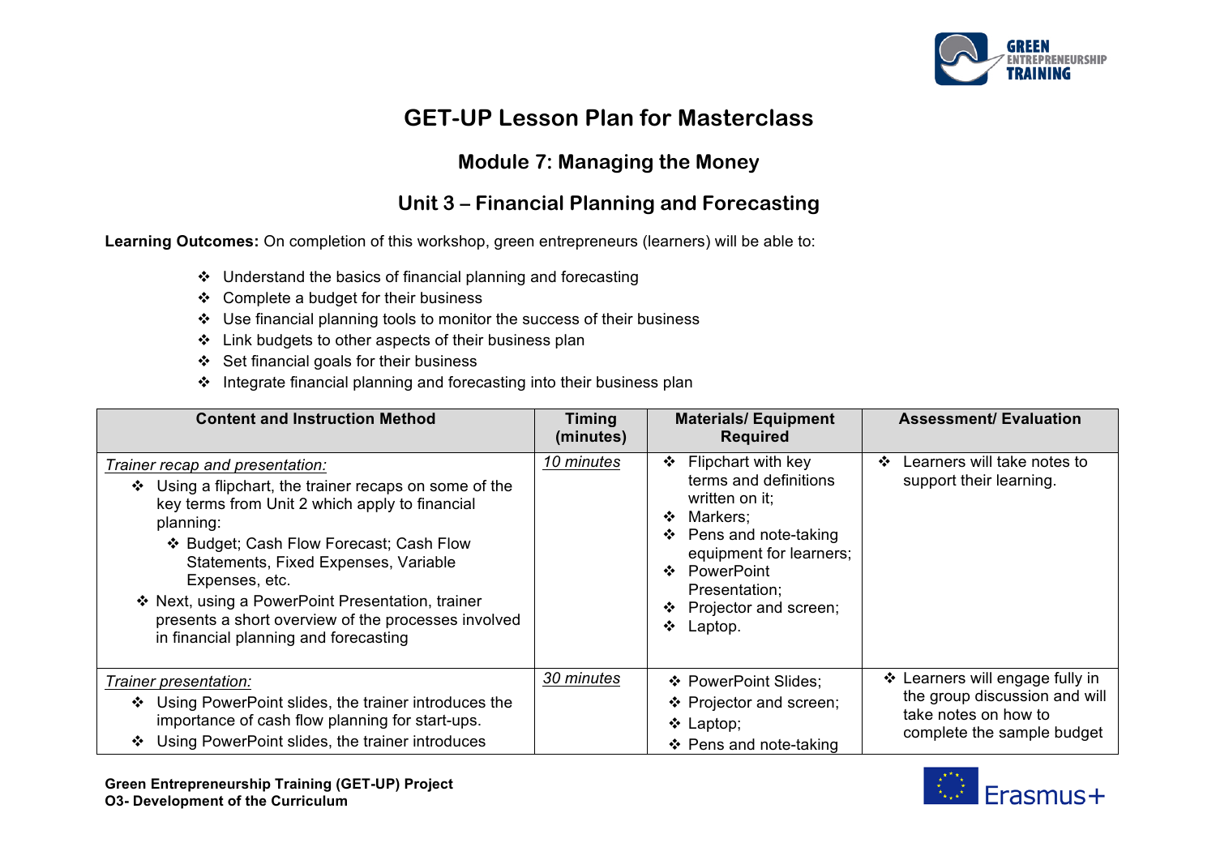# GET-UP Lesson Plan for Masterclass

## Module 7: Managing the Money

## Unit 3 – Financial Planning and Forecasting

**Learning Outcomes:** On completion of this workshop, green entrepreneurs (learners) will be able to:

- Understand the basics of financial planning and forecasting
- Complete a budget for their business
- Use financial planning tools to monitor the success of their business
- Link budgets to other aspects of their business plan
- Set financial goals for their business
- Integrate financial planning and forecasting into their business plan

| Content and Instruction Method | Timing (minutes) | Materials/ Equipment Required | Assessment/ Evaluation |
|---|---|---|---|
| *Trainer recap and presentation:*<br>❖ Using a flipchart, the trainer recaps on some of the key terms from Unit 2 which apply to financial planning:<br>  ❖ Budget; Cash Flow Forecast; Cash Flow Statements, Fixed Expenses, Variable Expenses, etc.<br>❖ Next, using a PowerPoint Presentation, trainer presents a short overview of the processes involved in financial planning and forecasting | *10 minutes* | ❖ Flipchart with key terms and definitions written on it;<br>❖ Markers;<br>❖ Pens and note-taking equipment for learners;<br>❖ PowerPoint Presentation;<br>❖ Projector and screen;<br>❖ Laptop. | ❖ Learners will take notes to support their learning. |
| *Trainer presentation:*<br>❖ Using PowerPoint slides, the trainer introduces the importance of cash flow planning for start-ups.<br>❖ Using PowerPoint slides, the trainer introduces | *30 minutes* | ❖ PowerPoint Slides;<br>❖ Projector and screen;<br>❖ Laptop;<br>❖ Pens and note-taking | ❖ Learners will engage fully in the group discussion and will take notes on how to complete the sample budget |

**Green Entrepreneurship Training (GET-UP) Project**
**O3- Development of the Curriculum**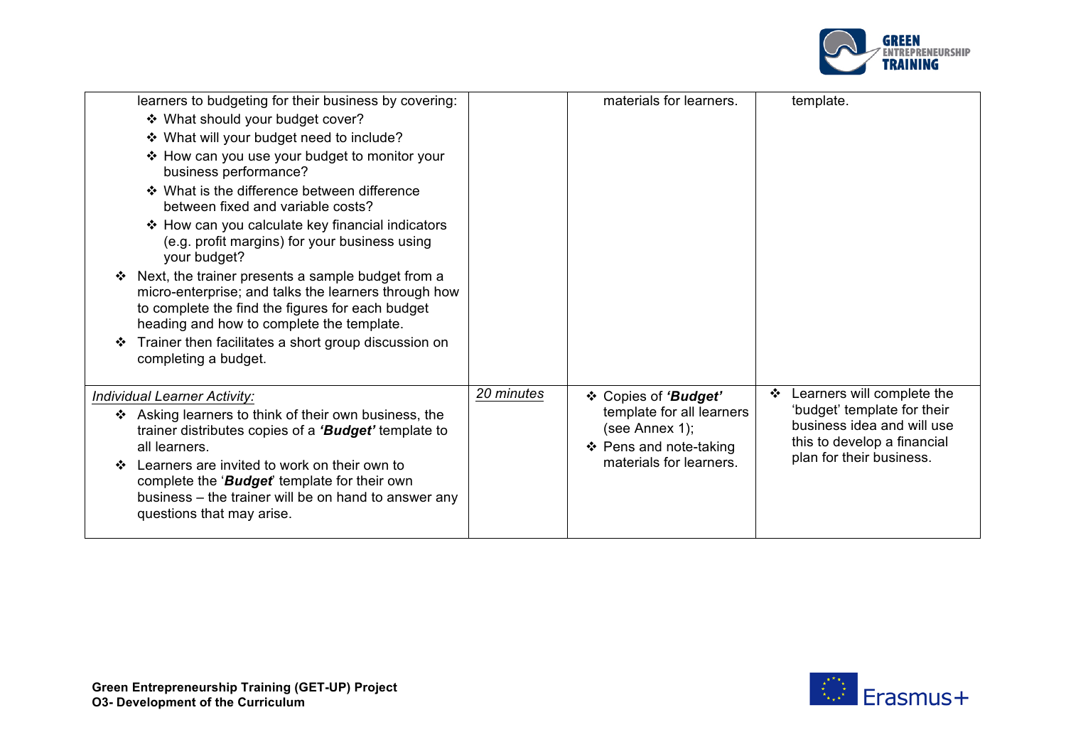| | | | |
|---|---|---|---|
| learners to budgeting for their business by covering:<br>❖ What should your budget cover?<br>❖ What will your budget need to include?<br>❖ How can you use your budget to monitor your business performance?<br>❖ What is the difference between difference between fixed and variable costs?<br>❖ How can you calculate key financial indicators (e.g. profit margins) for your business using your budget?<br>❖ Next, the trainer presents a sample budget from a micro-enterprise; and talks the learners through how to complete the find the figures for each budget heading and how to complete the template.<br>❖ Trainer then facilitates a short group discussion on completing a budget. | | materials for learners. | template. |
| <u>*Individual Learner Activity:*</u><br>❖ Asking learners to think of their own business, the trainer distributes copies of a ***'Budget'*** template to all learners.<br>❖ Learners are invited to work on their own to complete the '***Budget***' template for their own business – the trainer will be on hand to answer any questions that may arise. | <u>*20 minutes*</u> | ❖ Copies of ***'Budget'*** template for all learners (see Annex 1);<br>❖ Pens and note-taking materials for learners. | ❖ Learners will complete the 'budget' template for their business idea and will use this to develop a financial plan for their business. |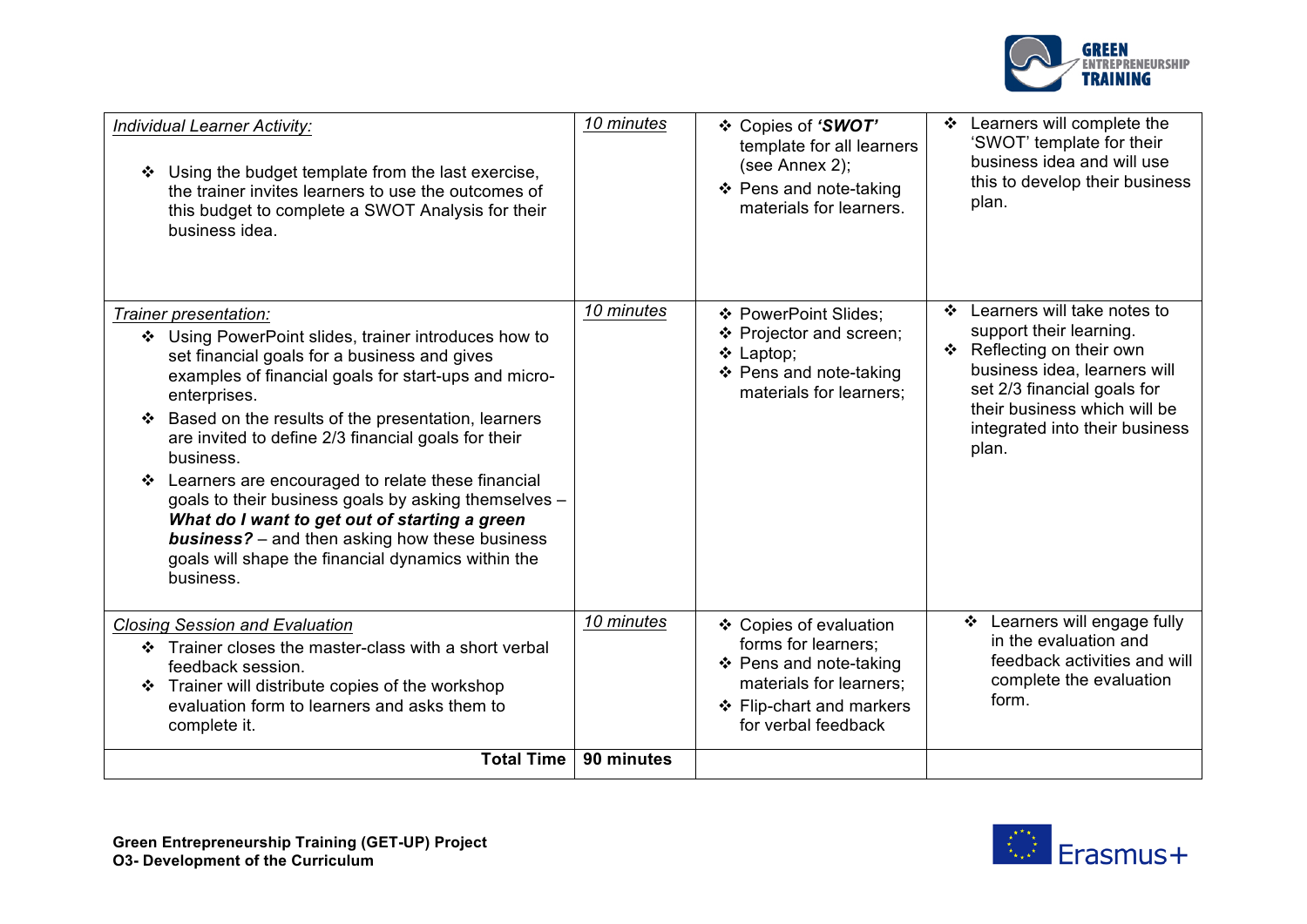| | | | |
|---|---|---|---|
| *Individual Learner Activity:*<br>❖ Using the budget template from the last exercise, the trainer invites learners to use the outcomes of this budget to complete a SWOT Analysis for their business idea. | *10 minutes* | ❖ Copies of ***'SWOT'*** template for all learners (see Annex 2);<br>❖ Pens and note-taking materials for learners. | ❖ Learners will complete the 'SWOT' template for their business idea and will use this to develop their business plan. |
| *Trainer presentation:*<br>❖ Using PowerPoint slides, trainer introduces how to set financial goals for a business and gives examples of financial goals for start-ups and micro-enterprises.<br>❖ Based on the results of the presentation, learners are invited to define 2/3 financial goals for their business.<br>❖ Learners are encouraged to relate these financial goals to their business goals by asking themselves – ***What do I want to get out of starting a green business?*** – and then asking how these business goals will shape the financial dynamics within the business. | *10 minutes* | ❖ PowerPoint Slides;<br>❖ Projector and screen;<br>❖ Laptop;<br>❖ Pens and note-taking materials for learners; | ❖ Learners will take notes to support their learning.<br>❖ Reflecting on their own business idea, learners will set 2/3 financial goals for their business which will be integrated into their business plan. |
| *Closing Session and Evaluation*<br>❖ Trainer closes the master-class with a short verbal feedback session.<br>❖ Trainer will distribute copies of the workshop evaluation form to learners and asks them to complete it. | *10 minutes* | ❖ Copies of evaluation forms for learners;<br>❖ Pens and note-taking materials for learners;<br>❖ Flip-chart and markers for verbal feedback | ❖ Learners will engage fully in the evaluation and feedback activities and will complete the evaluation form. |
| **Total Time** | **90 minutes** | | |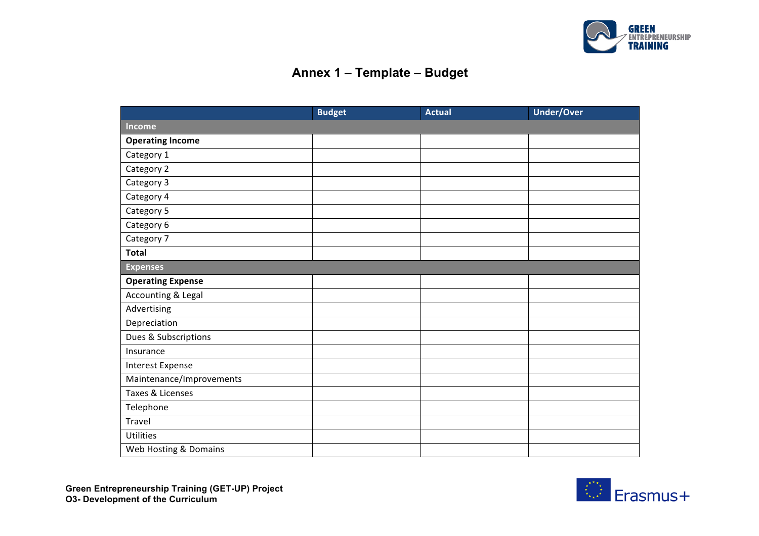# Annex 1 – Template – Budget

| | Budget | Actual | Under/Over |
|---|---|---|---|
| **Income** | | | |
| **Operating Income** | | | |
| Category 1 | | | |
| Category 2 | | | |
| Category 3 | | | |
| Category 4 | | | |
| Category 5 | | | |
| Category 6 | | | |
| Category 7 | | | |
| **Total** | | | |
| **Expenses** | | | |
| **Operating Expense** | | | |
| Accounting & Legal | | | |
| Advertising | | | |
| Depreciation | | | |
| Dues & Subscriptions | | | |
| Insurance | | | |
| Interest Expense | | | |
| Maintenance/Improvements | | | |
| Taxes & Licenses | | | |
| Telephone | | | |
| Travel | | | |
| Utilities | | | |
| Web Hosting & Domains | | | |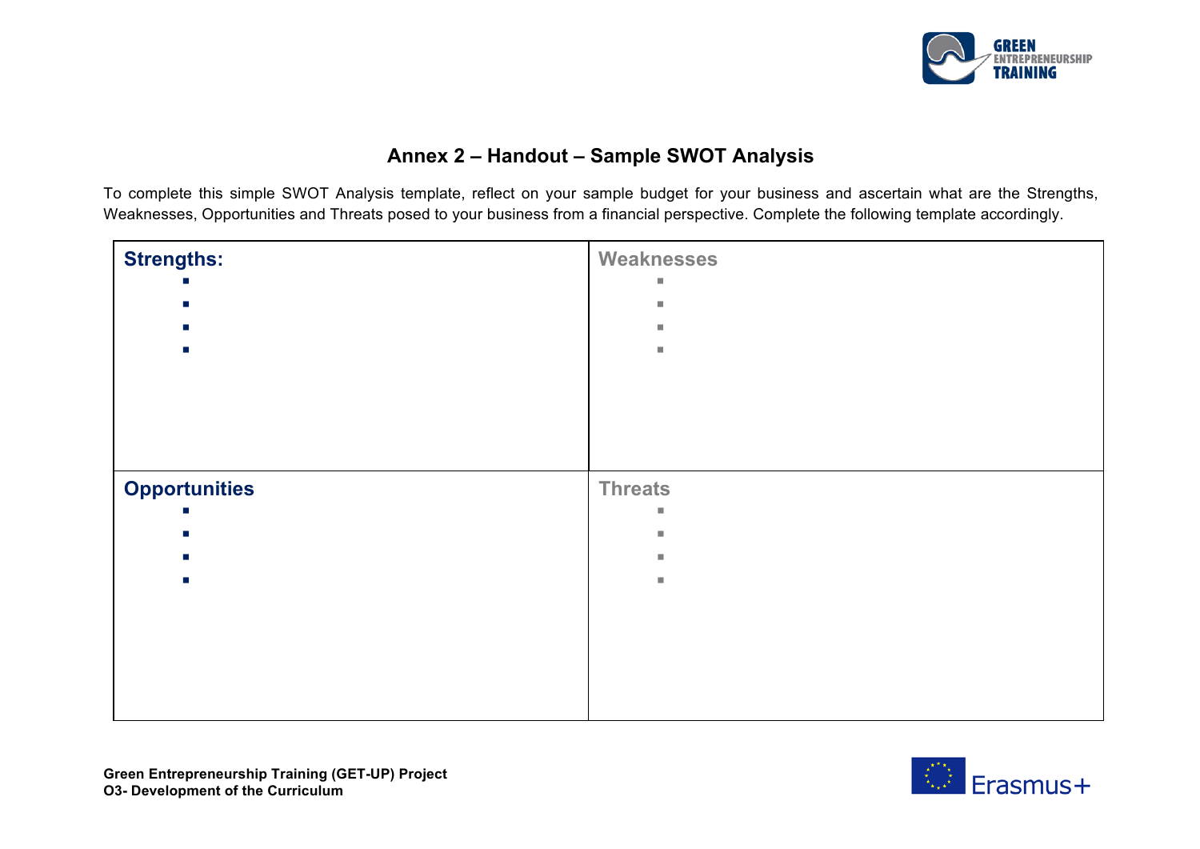## Annex 2 – Handout – Sample SWOT Analysis

To complete this simple SWOT Analysis template, reflect on your sample budget for your business and ascertain what are the Strengths, Weaknesses, Opportunities and Threats posed to your business from a financial perspective. Complete the following template accordingly.

| | |
|---|---|
| **Strengths:**<br>▪<br>▪<br>▪<br>▪ | **Weaknesses**<br>▪<br>▪<br>▪<br>▪ |
| **Opportunities**<br>▪<br>▪<br>▪<br>▪ | **Threats**<br>▪<br>▪<br>▪<br>▪ |

**Green Entrepreneurship Training (GET-UP) Project**
**O3- Development of the Curriculum**